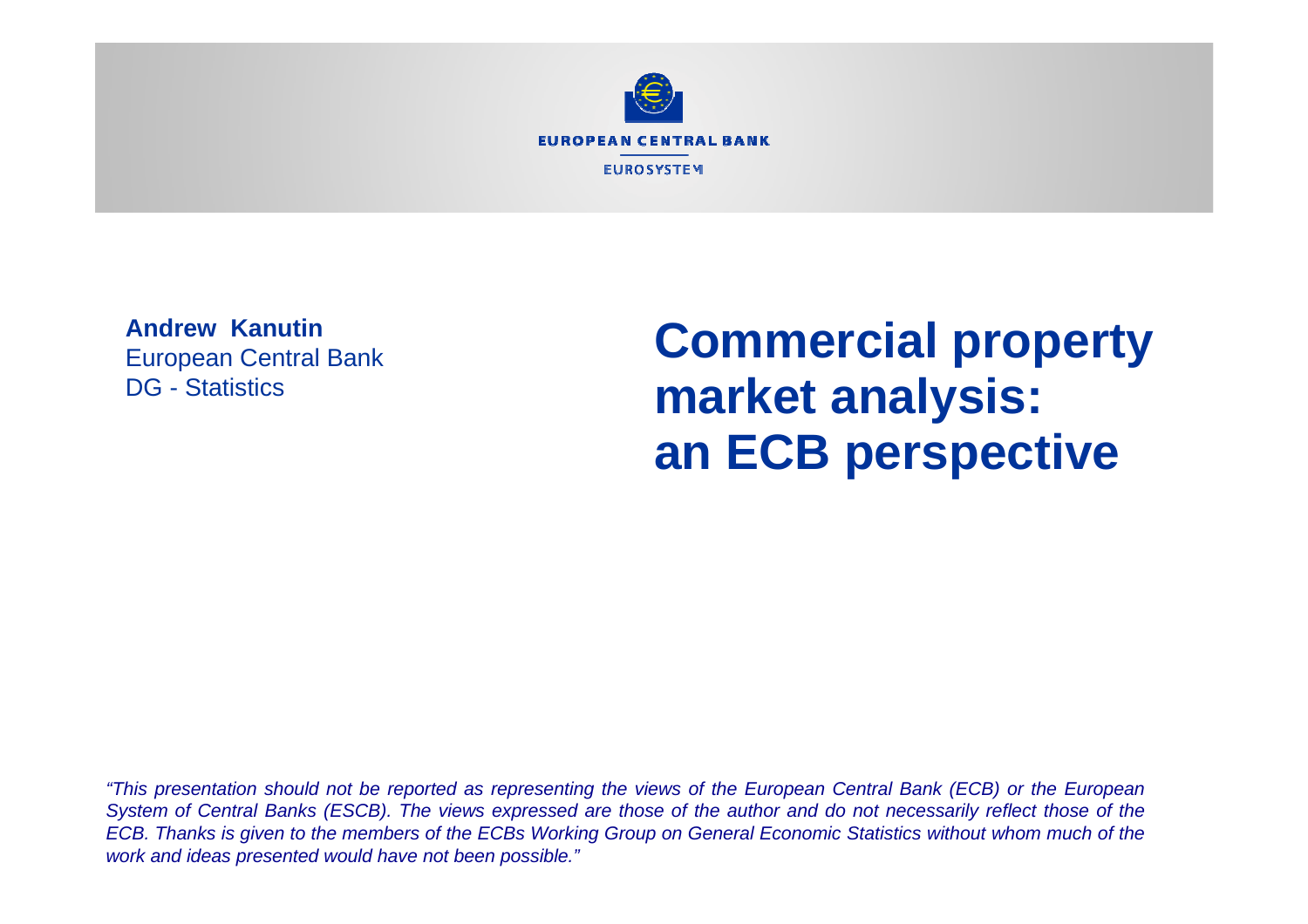EUROPEAN CENTRAL BANK

EUROSYSTEM

**Andrew Kanutin**
European Central Bank
DG - Statistics

# Commercial property market analysis: an ECB perspective

*"This presentation should not be reported as representing the views of the European Central Bank (ECB) or the European System of Central Banks (ESCB). The views expressed are those of the author and do not necessarily reflect those of the ECB. Thanks is given to the members of the ECBs Working Group on General Economic Statistics without whom much of the work and ideas presented would have not been possible."*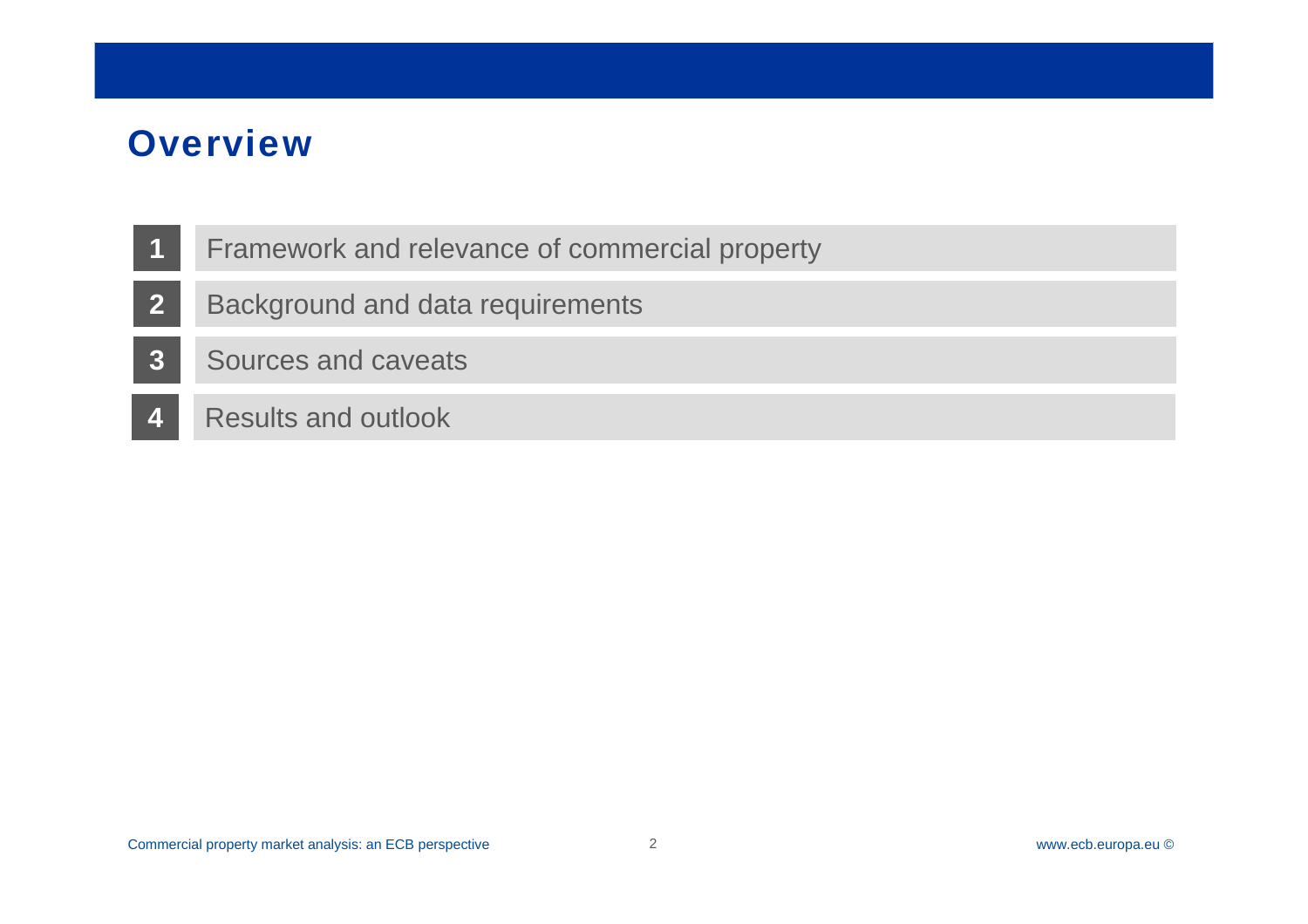# Overview

1. Framework and relevance of commercial property
2. Background and data requirements
3. Sources and caveats
4. Results and outlook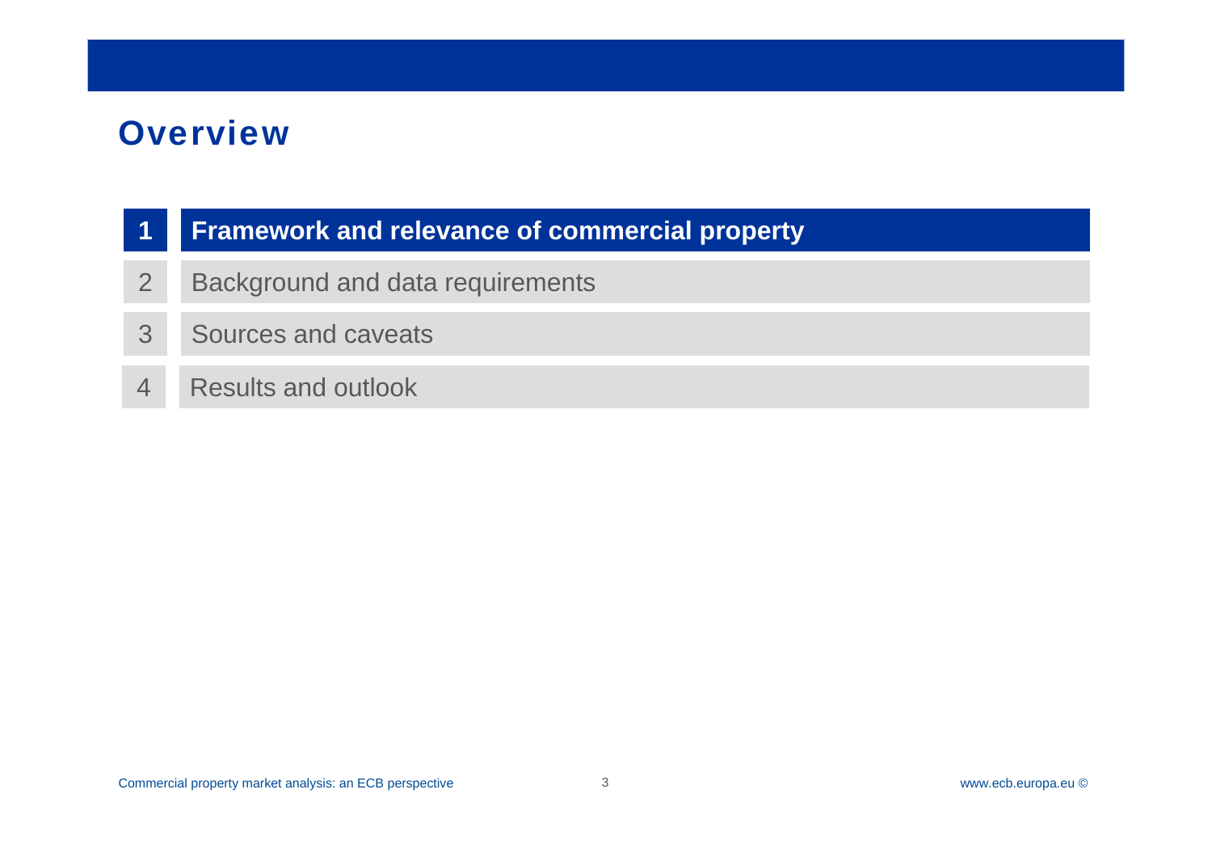# Overview

1. **Framework and relevance of commercial property**
2. Background and data requirements
3. Sources and caveats
4. Results and outlook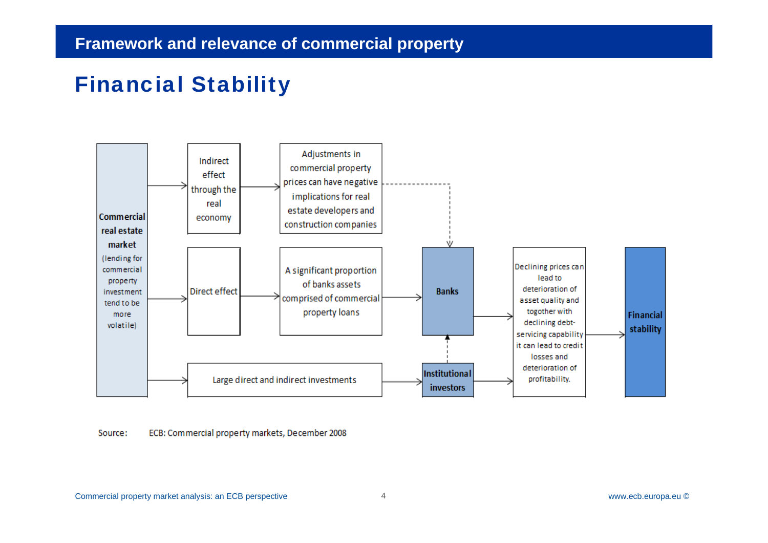# Framework and relevance of commercial property

## Financial Stability

**Commercial real estate market** (lending for commercial property investment tend to be more volatile)

Indirect effect through the real economy

Adjustments in commercial property prices can have negative implications for real estate developers and construction companies

Direct effect

A significant proportion of banks assets comprised of commercial property loans

Large direct and indirect investments

**Banks**

**Institutional investors**

Declining prices can lead to deterioration of asset quality and togother with declining debt-servicing capability it can lead to credit losses and deterioration of profitability.

**Financial stability**

Source: ECB: Commercial property markets, December 2008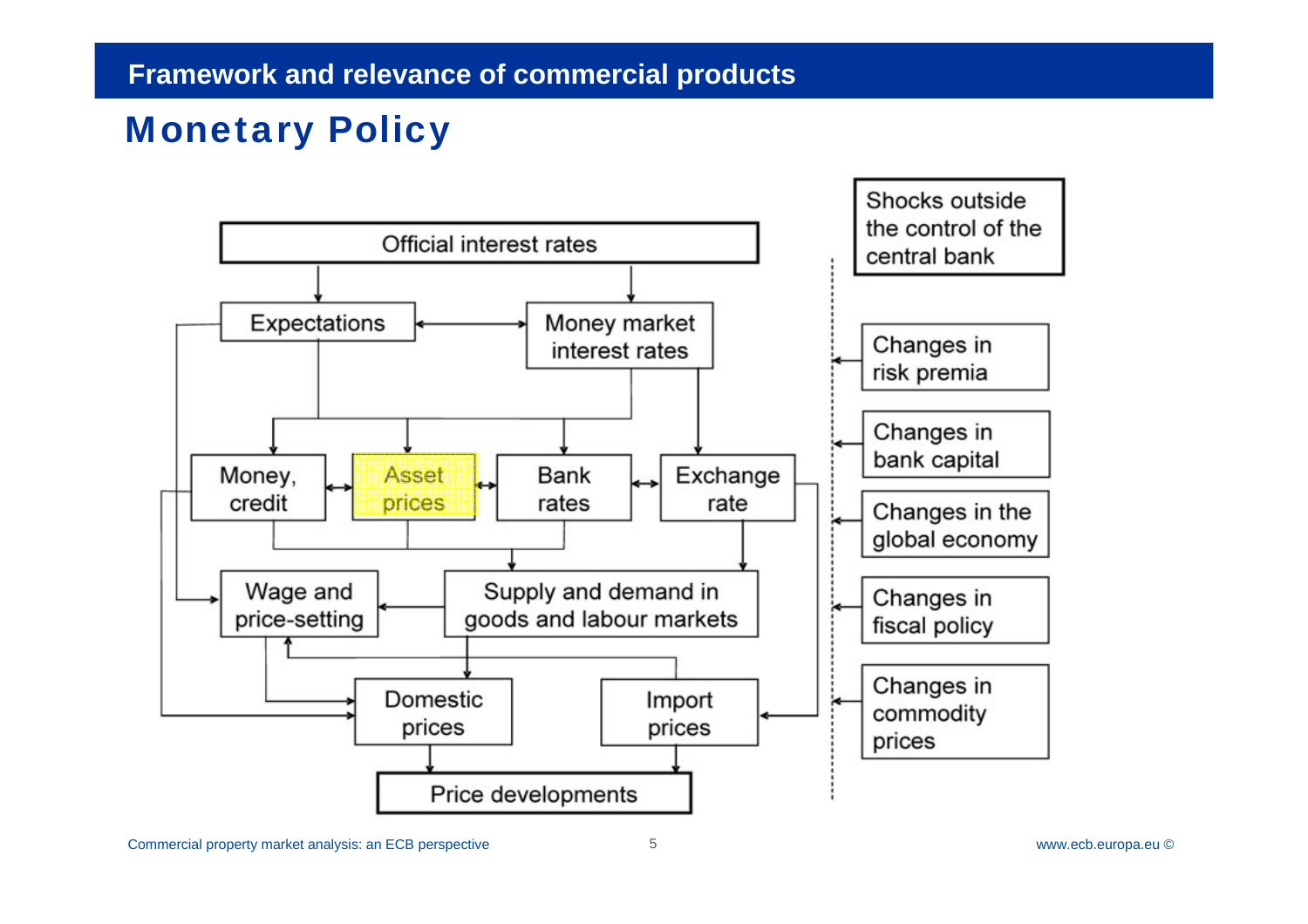## Framework and relevance of commercial products

# Monetary Policy

Official interest rates

Expectations

Money market interest rates

Money, credit

Asset prices

Bank rates

Exchange rate

Wage and price-setting

Supply and demand in goods and labour markets

Domestic prices

Import prices

Price developments

Shocks outside the control of the central bank

Changes in risk premia

Changes in bank capital

Changes in the global economy

Changes in fiscal policy

Changes in commodity prices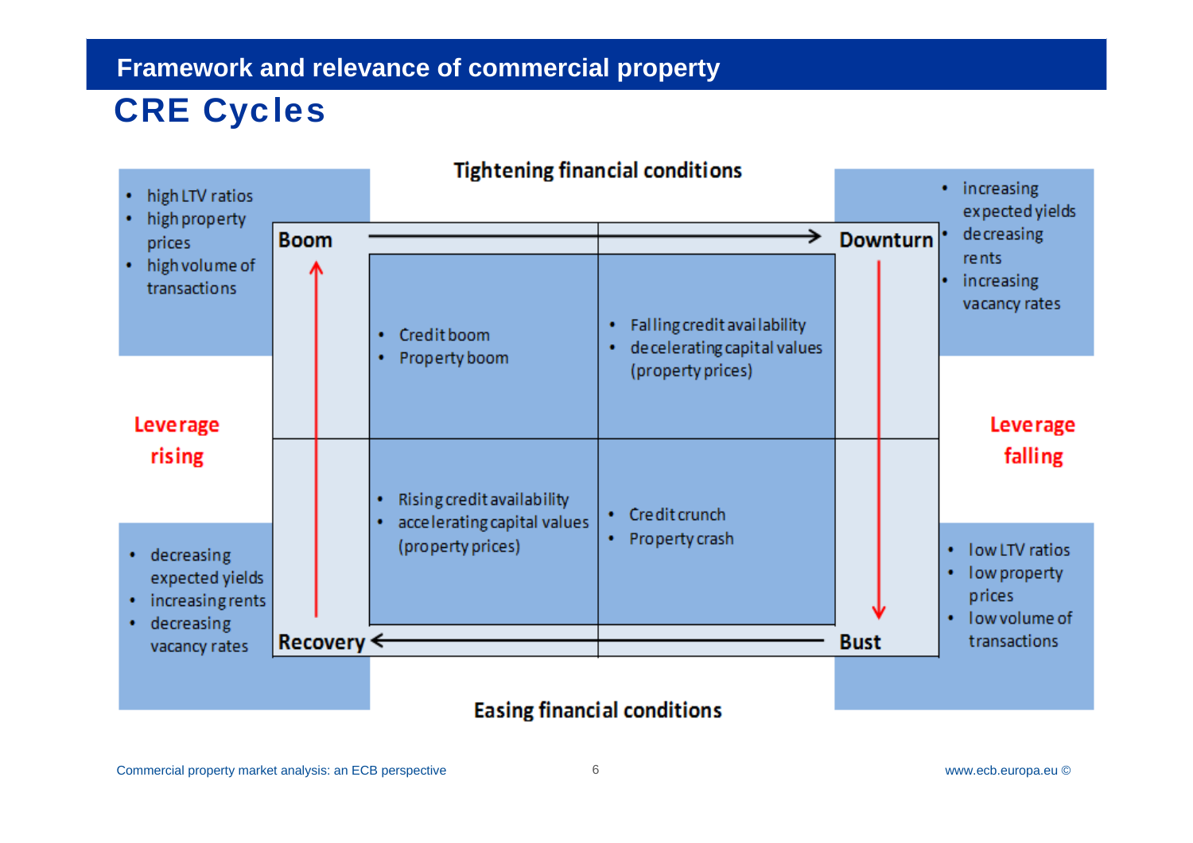## Framework and relevance of commercial property

# CRE Cycles

**Tightening financial conditions**

- high LTV ratios
- high property prices
- high volume of transactions

- increasing expected yields
- decreasing rents
- increasing vacancy rates

**Boom** → **Downturn**

- Credit boom
- Property boom

- Falling credit availability
- decelerating capital values (property prices)

**Leverage rising**

**Leverage falling**

- Rising credit availability
- accelerating capital values (property prices)

- Credit crunch
- Property crash

- decreasing expected yields
- increasing rents
- decreasing vacancy rates

- low LTV ratios
- low property prices
- low volume of transactions

**Recovery** ← **Bust**

**Easing financial conditions**

Commercial property market analysis: an ECB perspective

www.ecb.europa.eu ©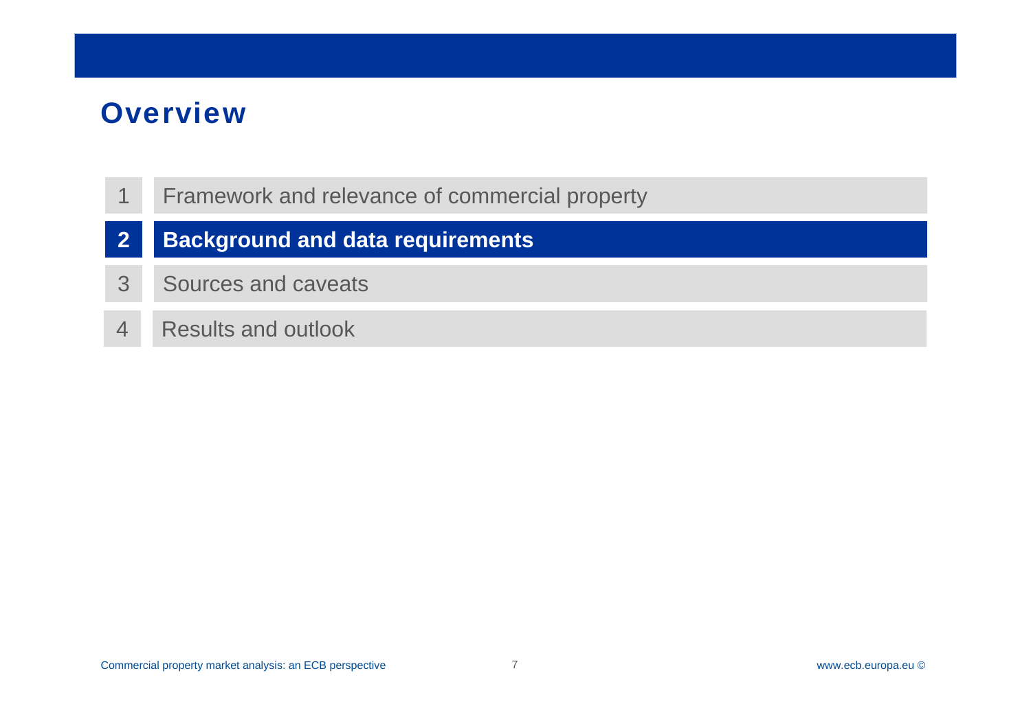# Overview

1 Framework and relevance of commercial property

**2 Background and data requirements**

3 Sources and caveats

4 Results and outlook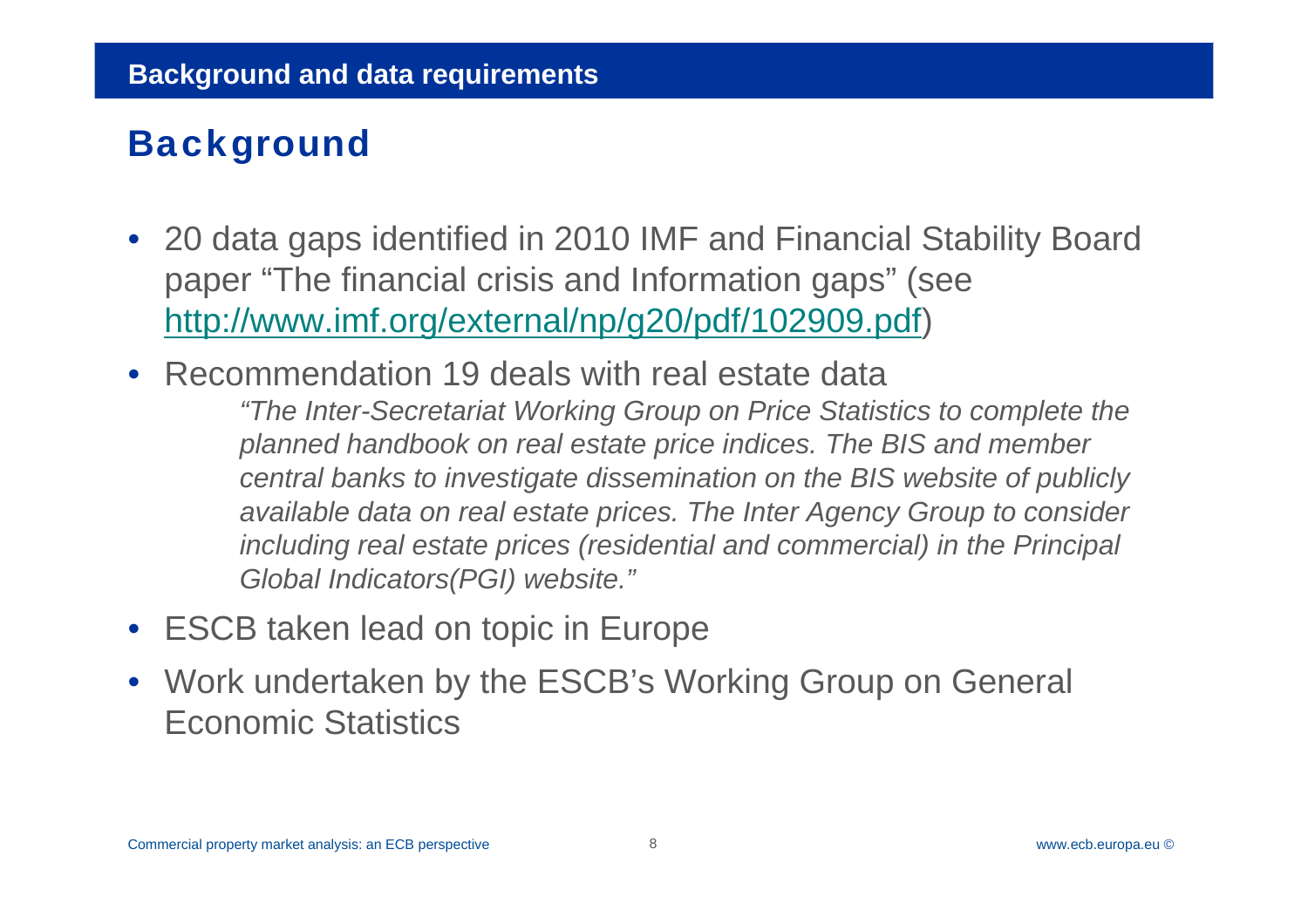**Background and data requirements**

# Background

- 20 data gaps identified in 2010 IMF and Financial Stability Board paper "The financial crisis and Information gaps" (see http://www.imf.org/external/np/g20/pdf/102909.pdf)
- Recommendation 19 deals with real estate data

  *"The Inter-Secretariat Working Group on Price Statistics to complete the planned handbook on real estate price indices. The BIS and member central banks to investigate dissemination on the BIS website of publicly available data on real estate prices. The Inter Agency Group to consider including real estate prices (residential and commercial) in the Principal Global Indicators(PGI) website."*

- ESCB taken lead on topic in Europe
- Work undertaken by the ESCB's Working Group on General Economic Statistics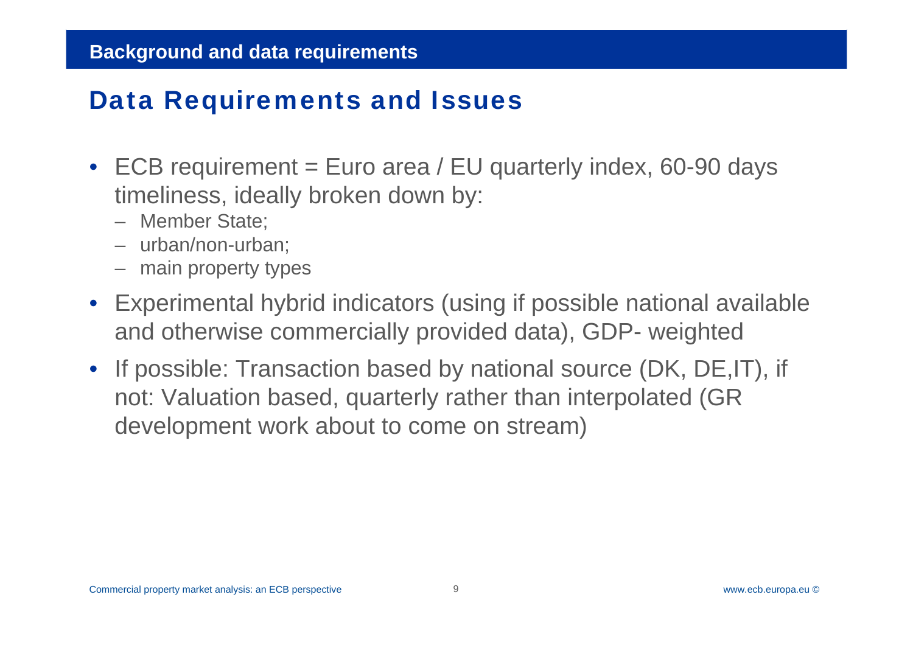Background and data requirements

## Data Requirements and Issues

- ECB requirement = Euro area / EU quarterly index, 60-90 days timeliness, ideally broken down by:
  - Member State;
  - urban/non-urban;
  - main property types
- Experimental hybrid indicators (using if possible national available and otherwise commercially provided data), GDP- weighted
- If possible: Transaction based by national source (DK, DE,IT), if not: Valuation based, quarterly rather than interpolated (GR development work about to come on stream)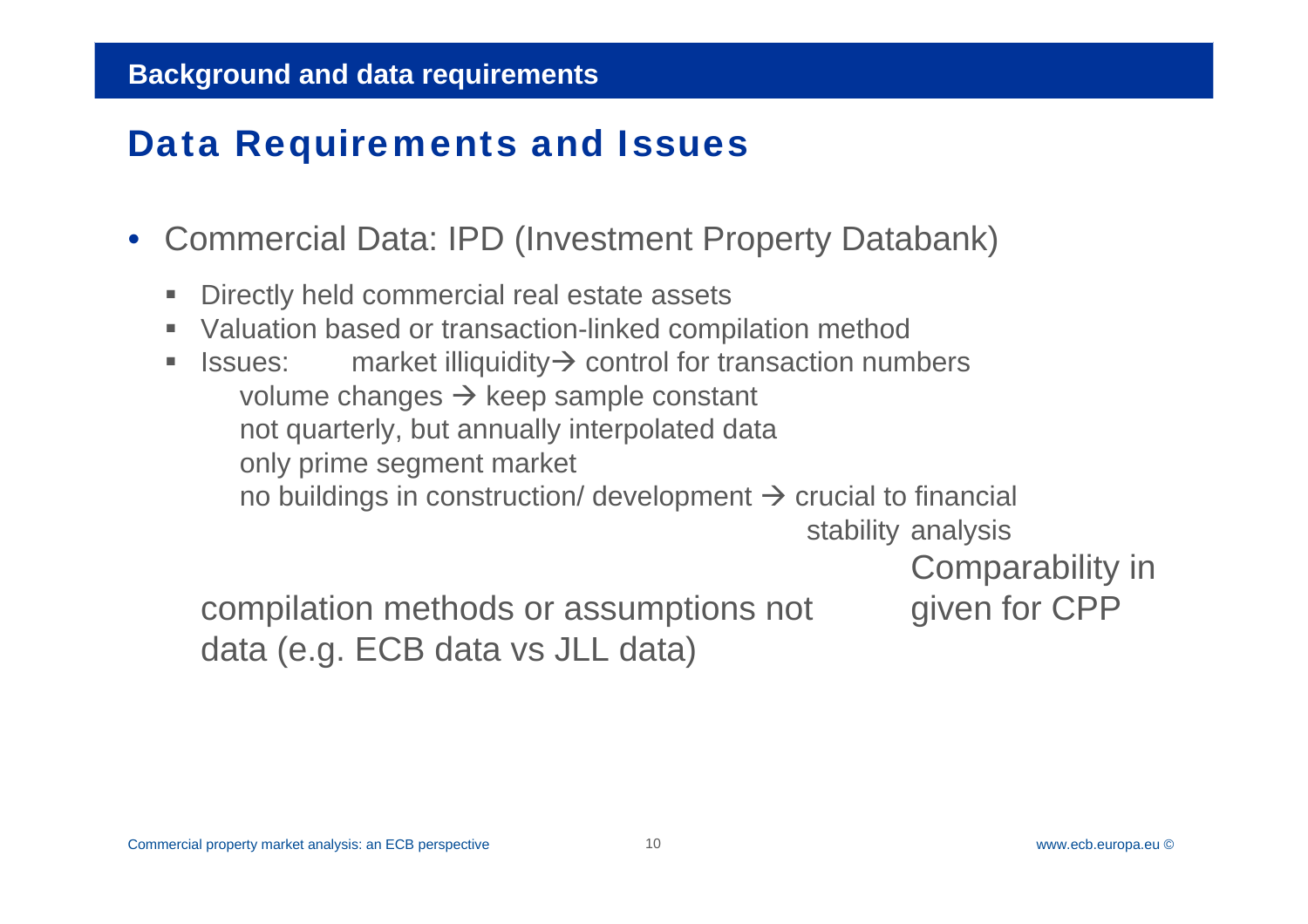## Background and data requirements

# Data Requirements and Issues

- Commercial Data: IPD (Investment Property Databank)
  - Directly held commercial real estate assets
  - Valuation based or transaction-linked compilation method
  - Issues: market illiquidity→ control for transaction numbers
    volume changes → keep sample constant
    not quarterly, but annually interpolated data
    only prime segment market
    no buildings in construction/ development → crucial to financial stability analysis

Comparability in compilation methods or assumptions not given for CPP data (e.g. ECB data vs JLL data)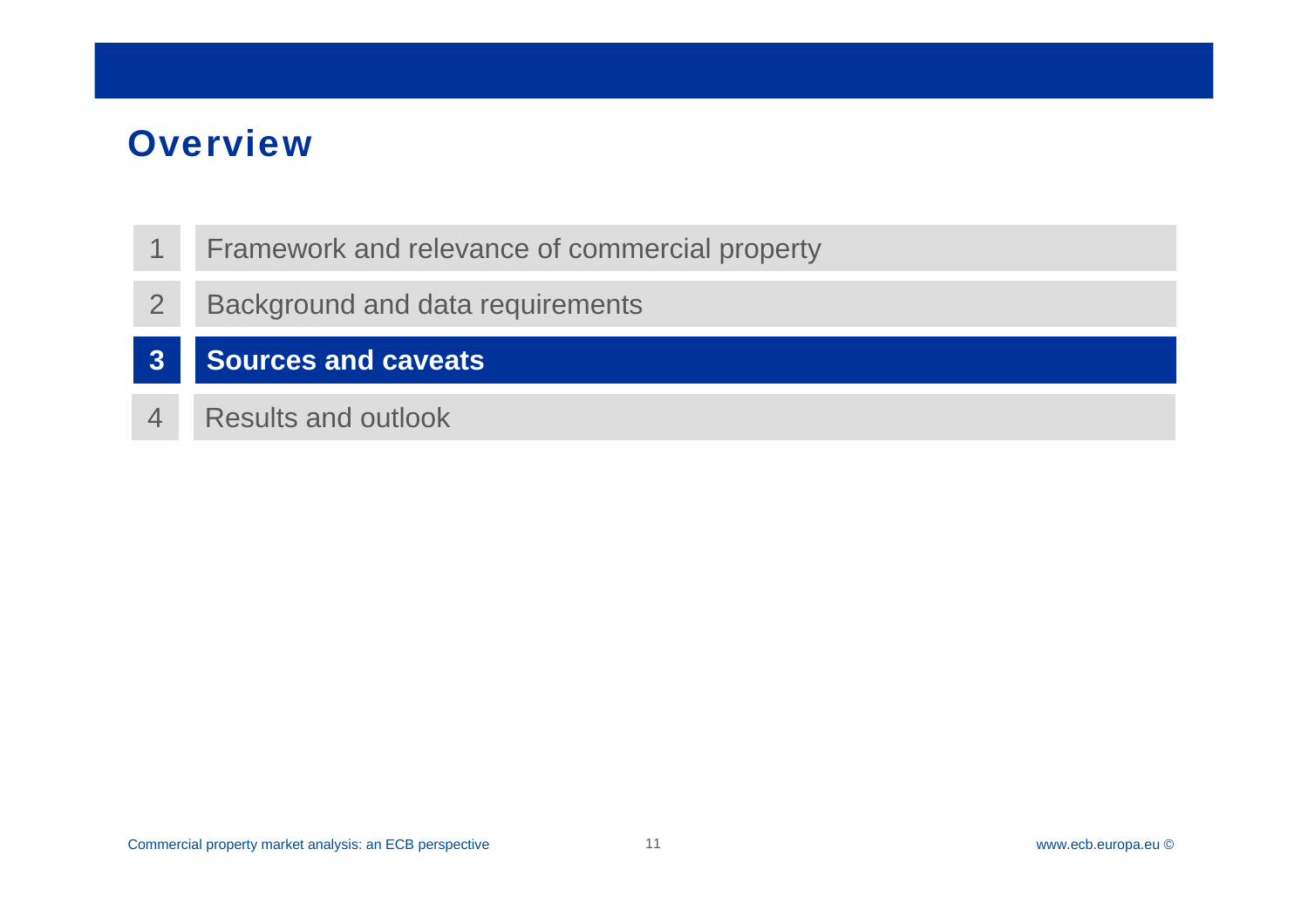# Overview

1. Framework and relevance of commercial property
2. Background and data requirements
3. **Sources and caveats**
4. Results and outlook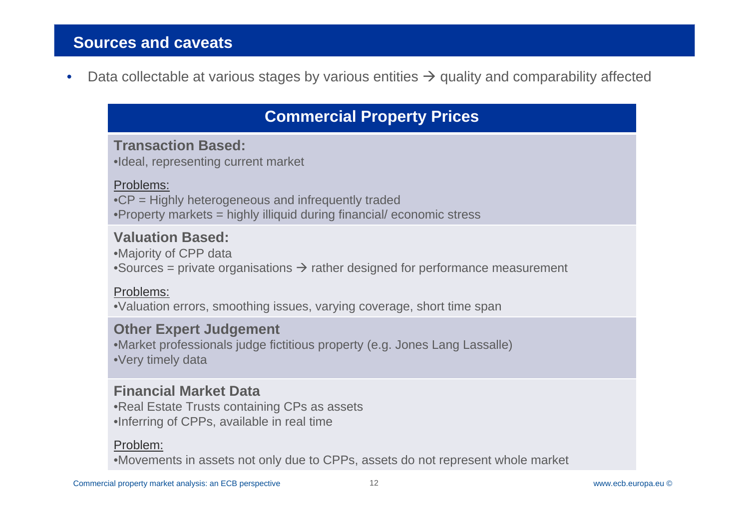## Sources and caveats

- Data collectable at various stages by various entities → quality and comparability affected

### Commercial Property Prices

**Transaction Based:**

•Ideal, representing current market

Problems:

•CP = Highly heterogeneous and infrequently traded
•Property markets = highly illiquid during financial/ economic stress

**Valuation Based:**

•Majority of CPP data
•Sources = private organisations → rather designed for performance measurement

Problems:

•Valuation errors, smoothing issues, varying coverage, short time span

**Other Expert Judgement**

•Market professionals judge fictitious property (e.g. Jones Lang Lassalle)
•Very timely data

**Financial Market Data**

•Real Estate Trusts containing CPs as assets
•Inferring of CPPs, available in real time

Problem:

•Movements in assets not only due to CPPs, assets do not represent whole market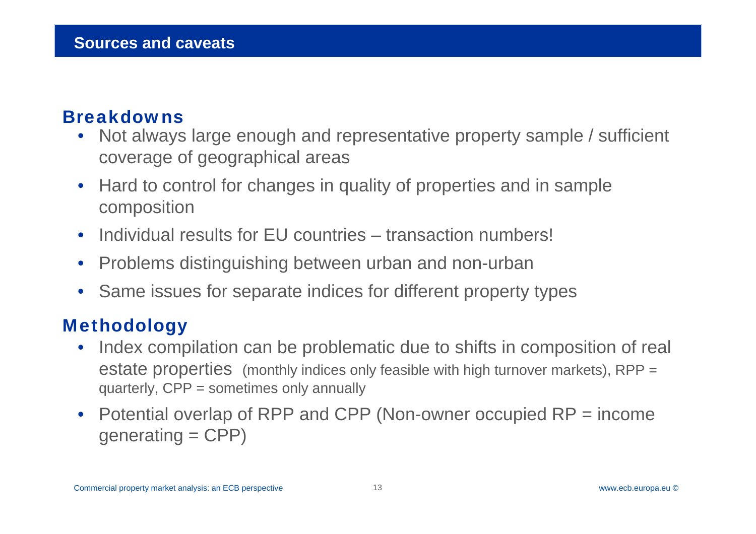## Sources and caveats

### Breakdowns

- Not always large enough and representative property sample / sufficient coverage of geographical areas
- Hard to control for changes in quality of properties and in sample composition
- Individual results for EU countries – transaction numbers!
- Problems distinguishing between urban and non-urban
- Same issues for separate indices for different property types

### Methodology

- Index compilation can be problematic due to shifts in composition of real estate properties (monthly indices only feasible with high turnover markets), RPP = quarterly, CPP = sometimes only annually
- Potential overlap of RPP and CPP (Non-owner occupied RP = income generating = CPP)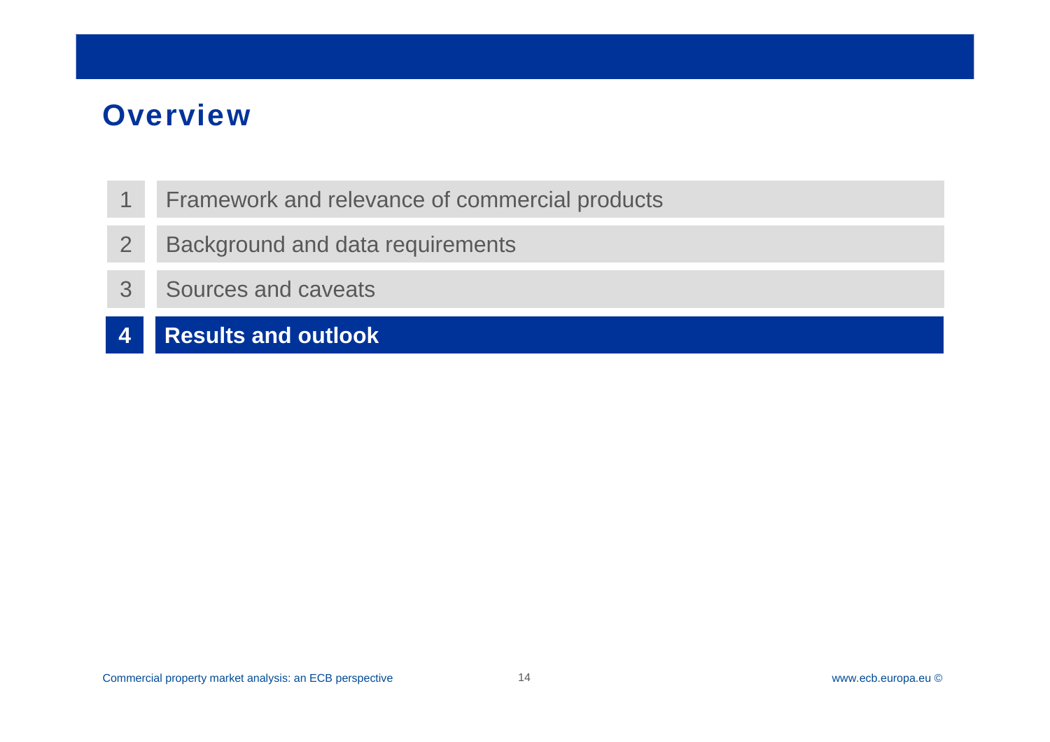# Overview

1. Framework and relevance of commercial products
2. Background and data requirements
3. Sources and caveats
4. **Results and outlook**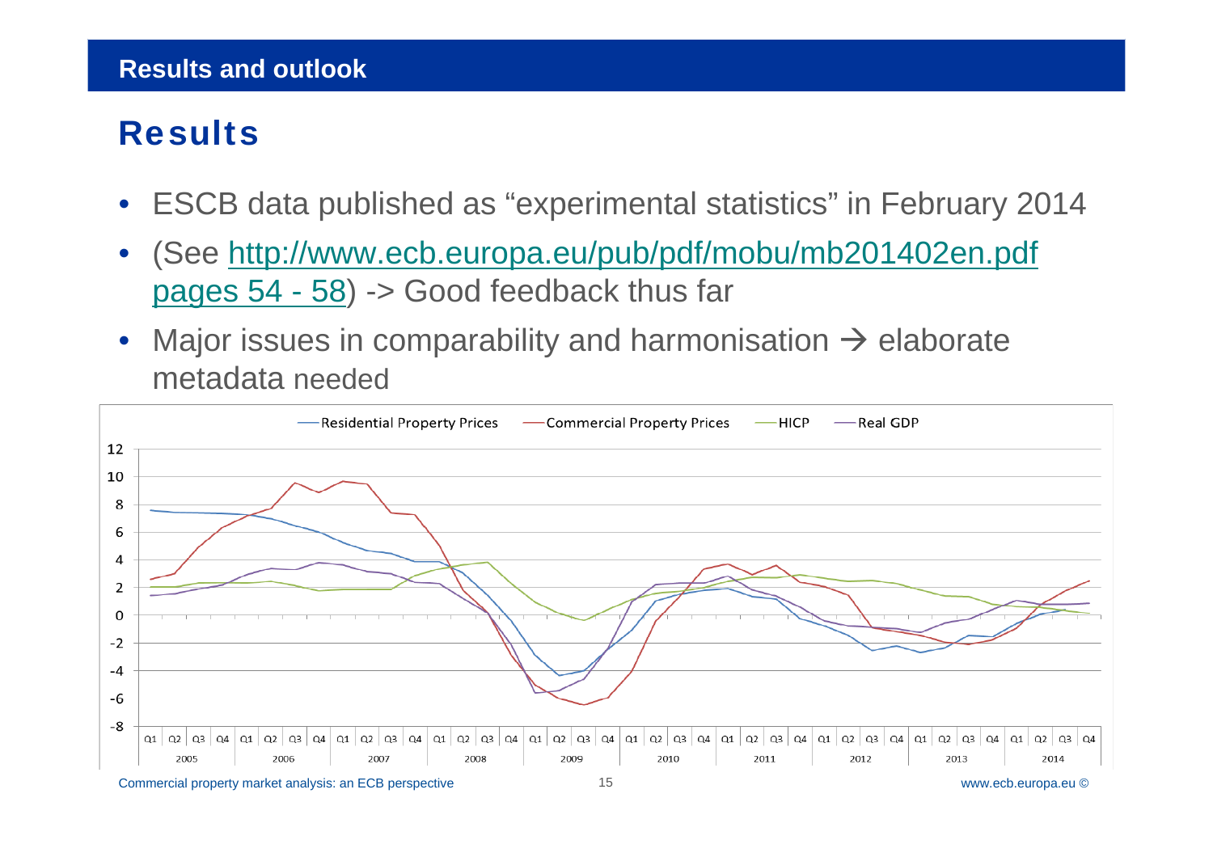Results and outlook

# Results

- ESCB data published as "experimental statistics" in February 2014
- (See http://www.ecb.europa.eu/pub/pdf/mobu/mb201402en.pdf pages 54 - 58) -> Good feedback thus far
- Major issues in comparability and harmonisation → elaborate metadata needed

Residential Property Prices
Commercial Property Prices
HICP
Real GDP

12
10
8
6
4
2
0
-2
-4
-6
-8

Q1 Q2 Q3 Q4 Q1 Q2 Q3 Q4 Q1 Q2 Q3 Q4 Q1 Q2 Q3 Q4 Q1 Q2 Q3 Q4 Q1 Q2 Q3 Q4 Q1 Q2 Q3 Q4 Q1 Q2 Q3 Q4 Q1 Q2 Q3 Q4 Q1 Q2 Q3 Q4

2005 2006 2007 2008 2009 2010 2011 2012 2013 2014

Commercial property market analysis: an ECB perspective

www.ecb.europa.eu ©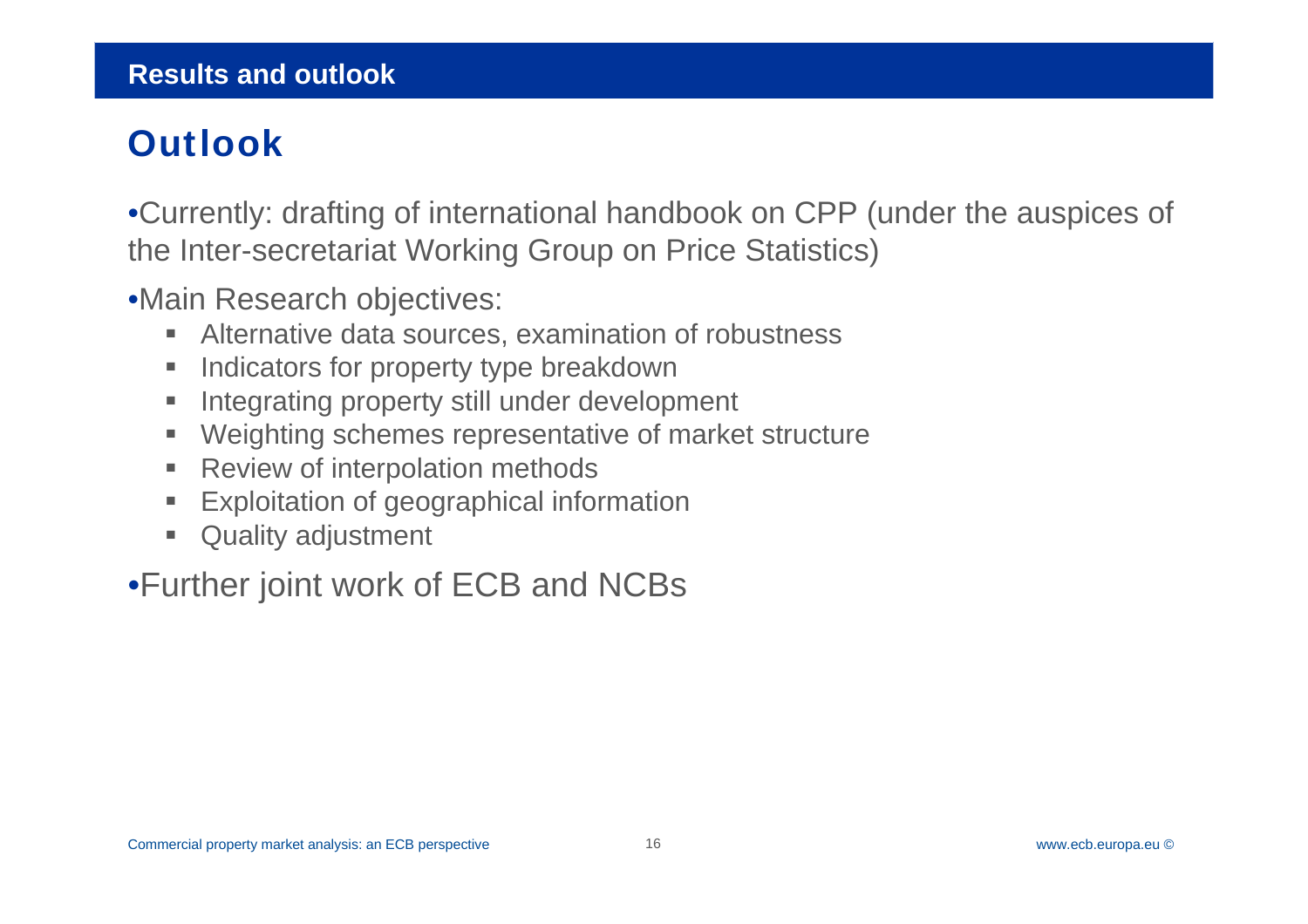## Results and outlook

# Outlook

- Currently: drafting of international handbook on CPP (under the auspices of the Inter-secretariat Working Group on Price Statistics)
- Main Research objectives:
  - Alternative data sources, examination of robustness
  - Indicators for property type breakdown
  - Integrating property still under development
  - Weighting schemes representative of market structure
  - Review of interpolation methods
  - Exploitation of geographical information
  - Quality adjustment
- Further joint work of ECB and NCBs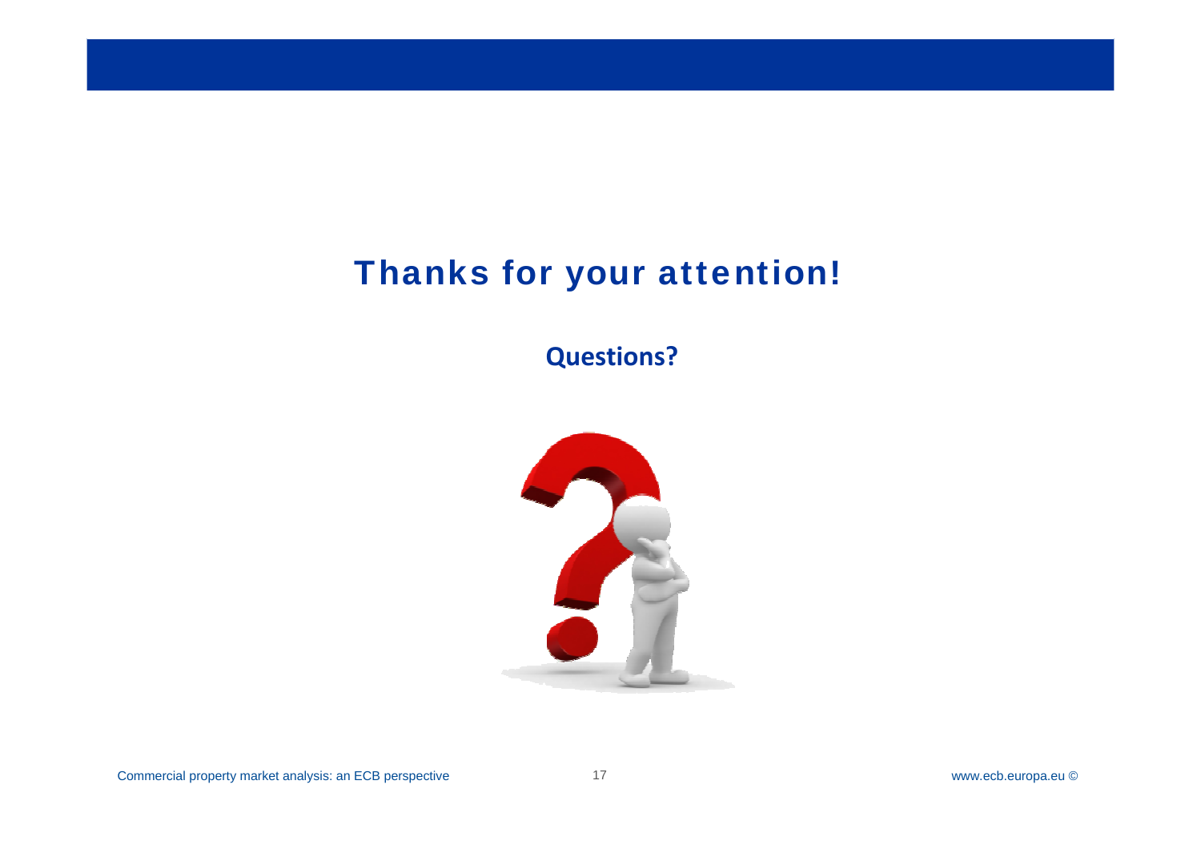# Thanks for your attention!

**Questions?**